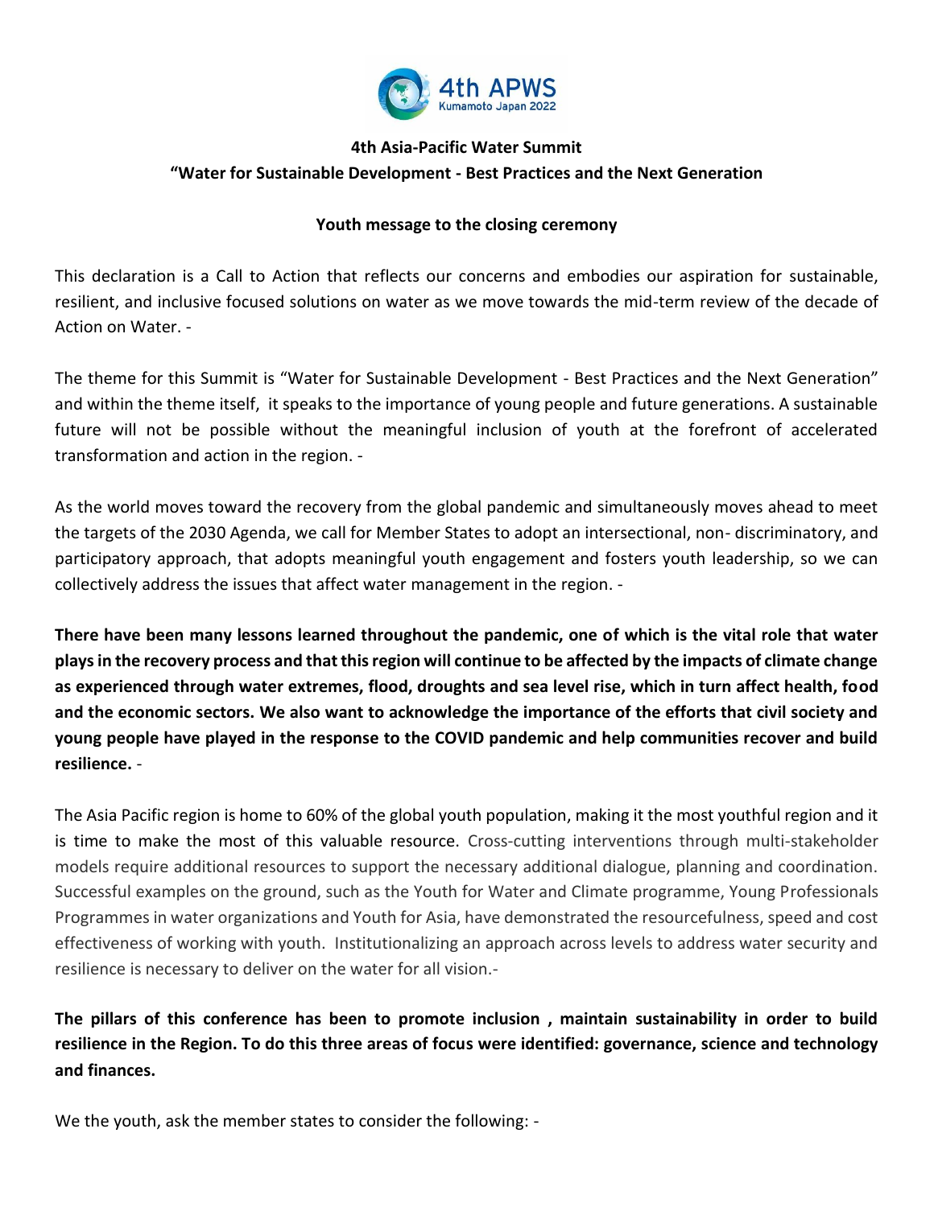# 4th Asia-Pacific Water Summit

## "Water for Sustainable Development - Best Practices and the Next Generation

### Youth message to the closing ceremony

This declaration is a Call to Action that reflects our concerns and embodies our aspiration for sustainable, resilient, and inclusive focused solutions on water as we move towards the mid-term review of the decade of Action on Water. -

The theme for this Summit is "Water for Sustainable Development - Best Practices and the Next Generation" and within the theme itself, it speaks to the importance of young people and future generations. A sustainable future will not be possible without the meaningful inclusion of youth at the forefront of accelerated transformation and action in the region. -

As the world moves toward the recovery from the global pandemic and simultaneously moves ahead to meet the targets of the 2030 Agenda, we call for Member States to adopt an intersectional, non- discriminatory, and participatory approach, that adopts meaningful youth engagement and fosters youth leadership, so we can collectively address the issues that affect water management in the region. -

**There have been many lessons learned throughout the pandemic, one of which is the vital role that water plays in the recovery process and that this region will continue to be affected by the impacts of climate change as experienced through water extremes, flood, droughts and sea level rise, which in turn affect health, food and the economic sectors. We also want to acknowledge the importance of the efforts that civil society and young people have played in the response to the COVID pandemic and help communities recover and build resilience.** -

The Asia Pacific region is home to 60% of the global youth population, making it the most youthful region and it is time to make the most of this valuable resource. Cross-cutting interventions through multi-stakeholder models require additional resources to support the necessary additional dialogue, planning and coordination. Successful examples on the ground, such as the Youth for Water and Climate programme, Young Professionals Programmes in water organizations and Youth for Asia, have demonstrated the resourcefulness, speed and cost effectiveness of working with youth. Institutionalizing an approach across levels to address water security and resilience is necessary to deliver on the water for all vision.-

**The pillars of this conference has been to promote inclusion , maintain sustainability in order to build resilience in the Region. To do this three areas of focus were identified: governance, science and technology and finances.**

We the youth, ask the member states to consider the following: -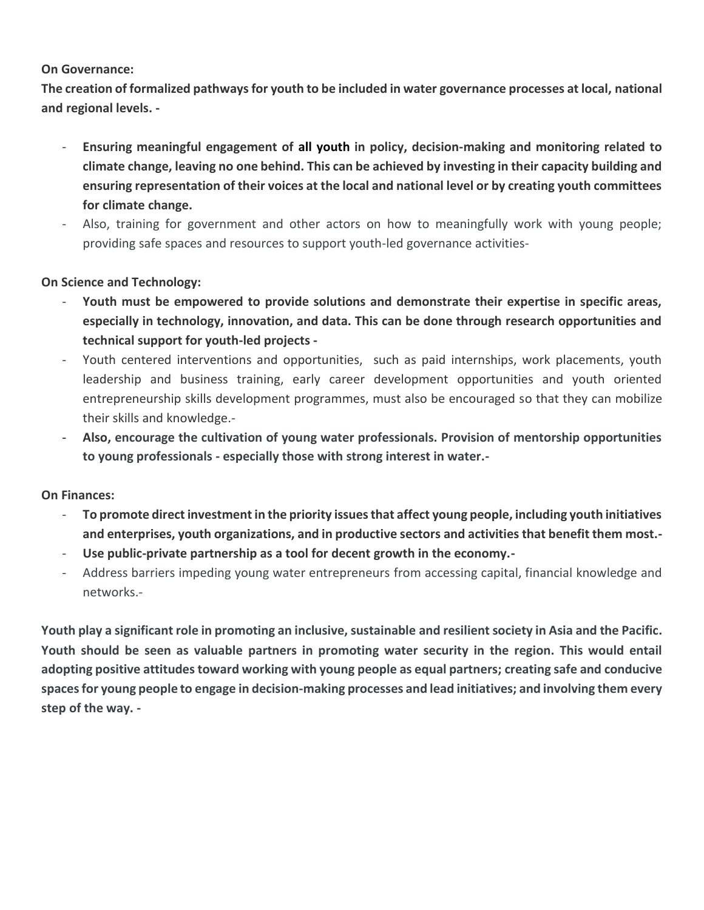**On Governance:**

**The creation of formalized pathways for youth to be included in water governance processes at local, national and regional levels. -**

- **Ensuring meaningful engagement of all youth in policy, decision-making and monitoring related to climate change, leaving no one behind. This can be achieved by investing in their capacity building and ensuring representation of their voices at the local and national level or by creating youth committees for climate change.**
- Also, training for government and other actors on how to meaningfully work with young people; providing safe spaces and resources to support youth-led governance activities-

**On Science and Technology:**

- **Youth must be empowered to provide solutions and demonstrate their expertise in specific areas, especially in technology, innovation, and data. This can be done through research opportunities and technical support for youth-led projects -**
- Youth centered interventions and opportunities, such as paid internships, work placements, youth leadership and business training, early career development opportunities and youth oriented entrepreneurship skills development programmes, must also be encouraged so that they can mobilize their skills and knowledge.-
- **Also, encourage the cultivation of young water professionals. Provision of mentorship opportunities to young professionals - especially those with strong interest in water.-**

**On Finances:**

- **To promote direct investment in the priority issues that affect young people, including youth initiatives and enterprises, youth organizations, and in productive sectors and activities that benefit them most.-**
- **Use public-private partnership as a tool for decent growth in the economy.-**
- Address barriers impeding young water entrepreneurs from accessing capital, financial knowledge and networks.-

**Youth play a significant role in promoting an inclusive, sustainable and resilient society in Asia and the Pacific. Youth should be seen as valuable partners in promoting water security in the region. This would entail adopting positive attitudes toward working with young people as equal partners; creating safe and conducive spaces for young people to engage in decision-making processes and lead initiatives; and involving them every step of the way. -**